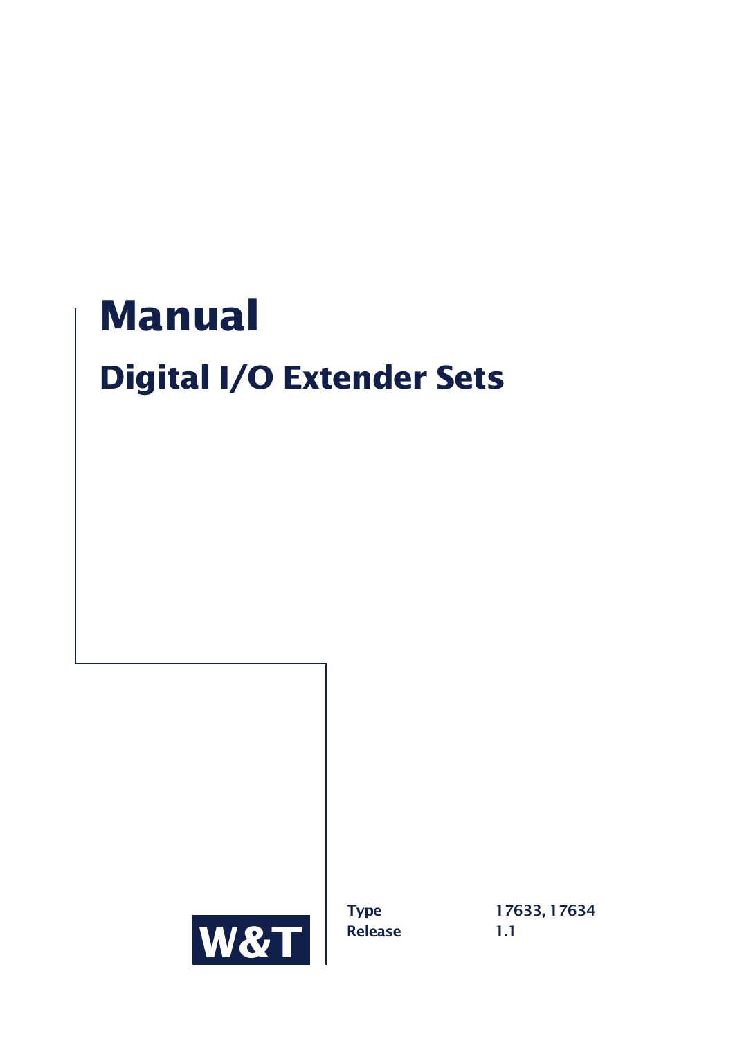# Manual

## Digital I/O Extender Sets

W&T

| | |
|---|---|
| **Type** | 17633, 17634 |
| **Release** | 1.1 |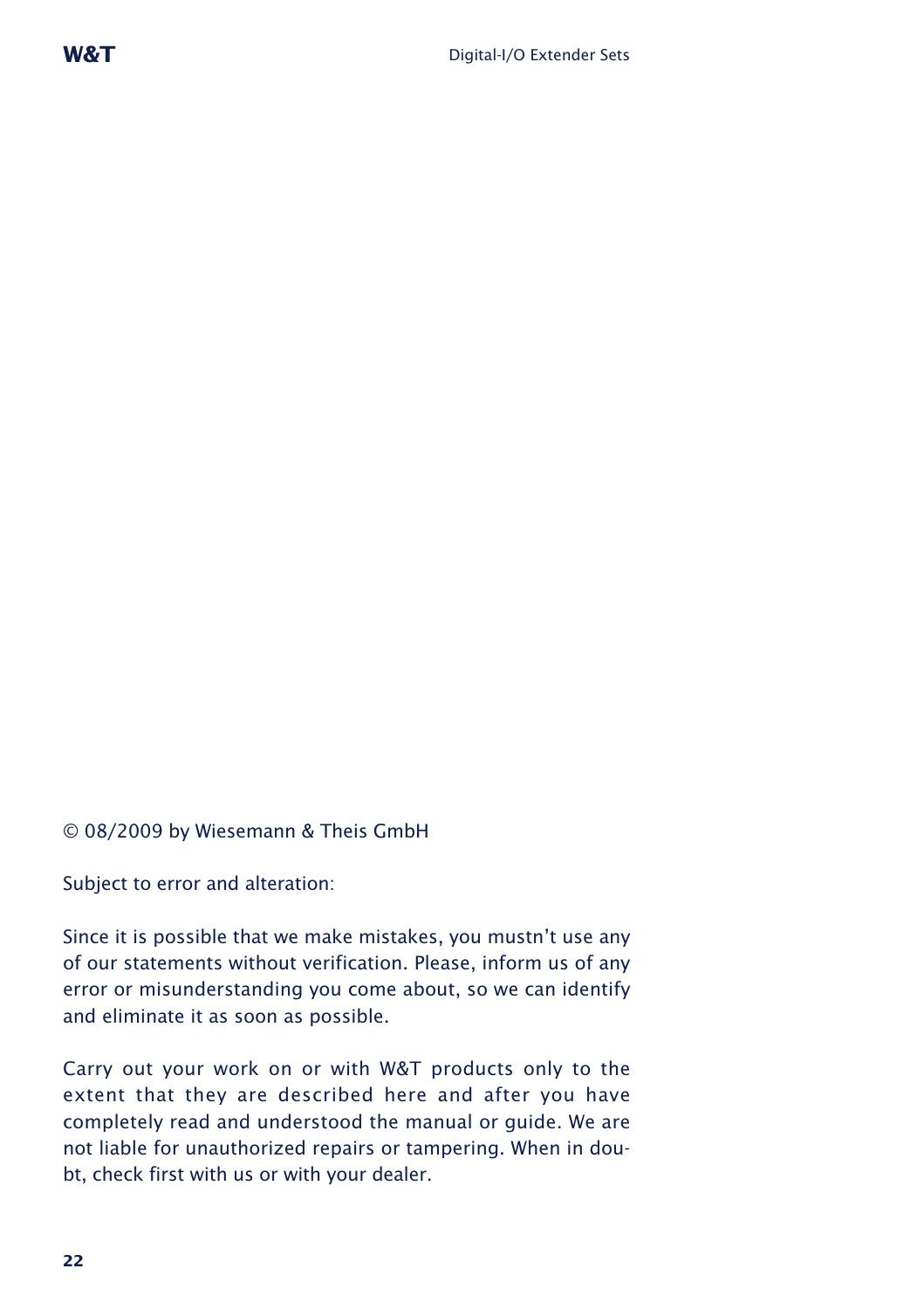© 08/2009 by Wiesemann & Theis GmbH

Subject to error and alteration:

Since it is possible that we make mistakes, you mustn't use any of our statements without verification. Please, inform us of any error or misunderstanding you come about, so we can identify and eliminate it as soon as possible.

Carry out your work on or with W&T products only to the extent that they are described here and after you have completely read and understood the manual or guide. We are not liable for unauthorized repairs or tampering. When in doubt, check first with us or with your dealer.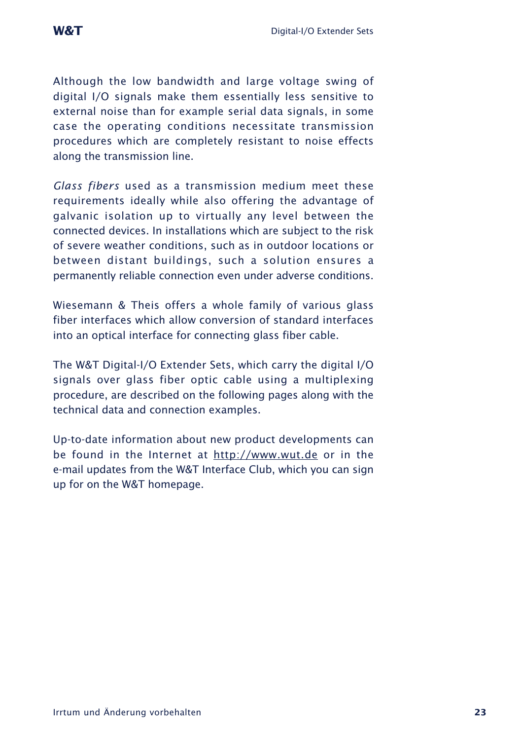Although the low bandwidth and large voltage swing of digital I/O signals make them essentially less sensitive to external noise than for example serial data signals, in some case the operating conditions necessitate transmission procedures which are completely resistant to noise effects along the transmission line.

*Glass fibers* used as a transmission medium meet these requirements ideally while also offering the advantage of galvanic isolation up to virtually any level between the connected devices. In installations which are subject to the risk of severe weather conditions, such as in outdoor locations or between distant buildings, such a solution ensures a permanently reliable connection even under adverse conditions.

Wiesemann & Theis offers a whole family of various glass fiber interfaces which allow conversion of standard interfaces into an optical interface for connecting glass fiber cable.

The W&T Digital-I/O Extender Sets, which carry the digital I/O signals over glass fiber optic cable using a multiplexing procedure, are described on the following pages along with the technical data and connection examples.

Up-to-date information about new product developments can be found in the Internet at http://www.wut.de or in the e-mail updates from the W&T Interface Club, which you can sign up for on the W&T homepage.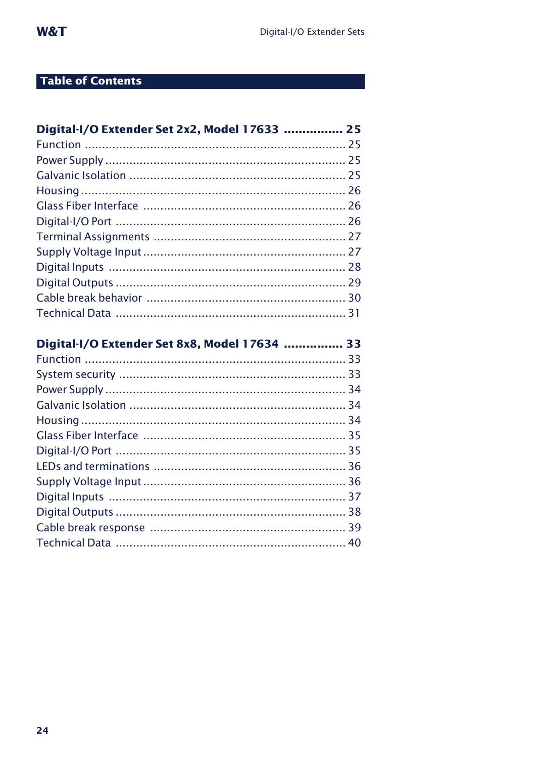# Table of Contents

**Digital-I/O Extender Set 2x2, Model 17633 ................ 25**

Function ........................................................................... 25
Power Supply ..................................................................... 25
Galvanic Isolation .............................................................. 25
Housing ............................................................................ 26
Glass Fiber Interface ......................................................... 26
Digital-I/O Port .................................................................. 26
Terminal Assignments ....................................................... 27
Supply Voltage Input .......................................................... 27
Digital Inputs ..................................................................... 28
Digital Outputs ................................................................... 29
Cable break behavior ......................................................... 30
Technical Data ................................................................... 31

**Digital-I/O Extender Set 8x8, Model 17634 ................ 33**

Function ........................................................................... 33
System security ................................................................. 33
Power Supply ..................................................................... 34
Galvanic Isolation .............................................................. 34
Housing ............................................................................ 34
Glass Fiber Interface ......................................................... 35
Digital-I/O Port .................................................................. 35
LEDs and terminations ....................................................... 36
Supply Voltage Input .......................................................... 36
Digital Inputs ..................................................................... 37
Digital Outputs ................................................................... 38
Cable break response ........................................................ 39
Technical Data ................................................................... 40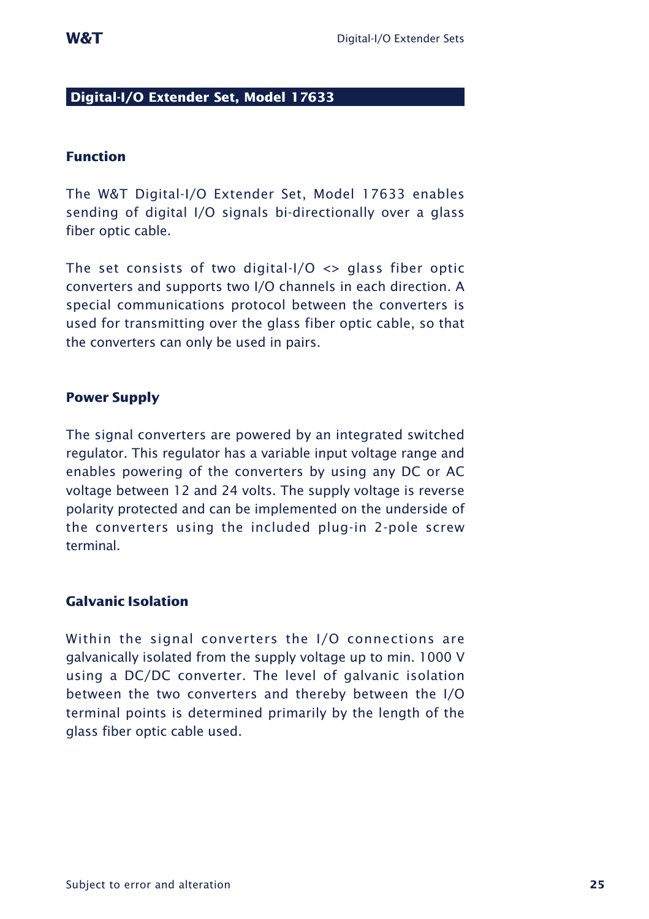## Digital-I/O Extender Set, Model 17633

### Function

The W&T Digital-I/O Extender Set, Model 17633 enables sending of digital I/O signals bi-directionally over a glass fiber optic cable.

The set consists of two digital-I/O <> glass fiber optic converters and supports two I/O channels in each direction. A special communications protocol between the converters is used for transmitting over the glass fiber optic cable, so that the converters can only be used in pairs.

### Power Supply

The signal converters are powered by an integrated switched regulator. This regulator has a variable input voltage range and enables powering of the converters by using any DC or AC voltage between 12 and 24 volts. The supply voltage is reverse polarity protected and can be implemented on the underside of the converters using the included plug-in 2-pole screw terminal.

### Galvanic Isolation

Within the signal converters the I/O connections are galvanically isolated from the supply voltage up to min. 1000 V using a DC/DC converter. The level of galvanic isolation between the two converters and thereby between the I/O terminal points is determined primarily by the length of the glass fiber optic cable used.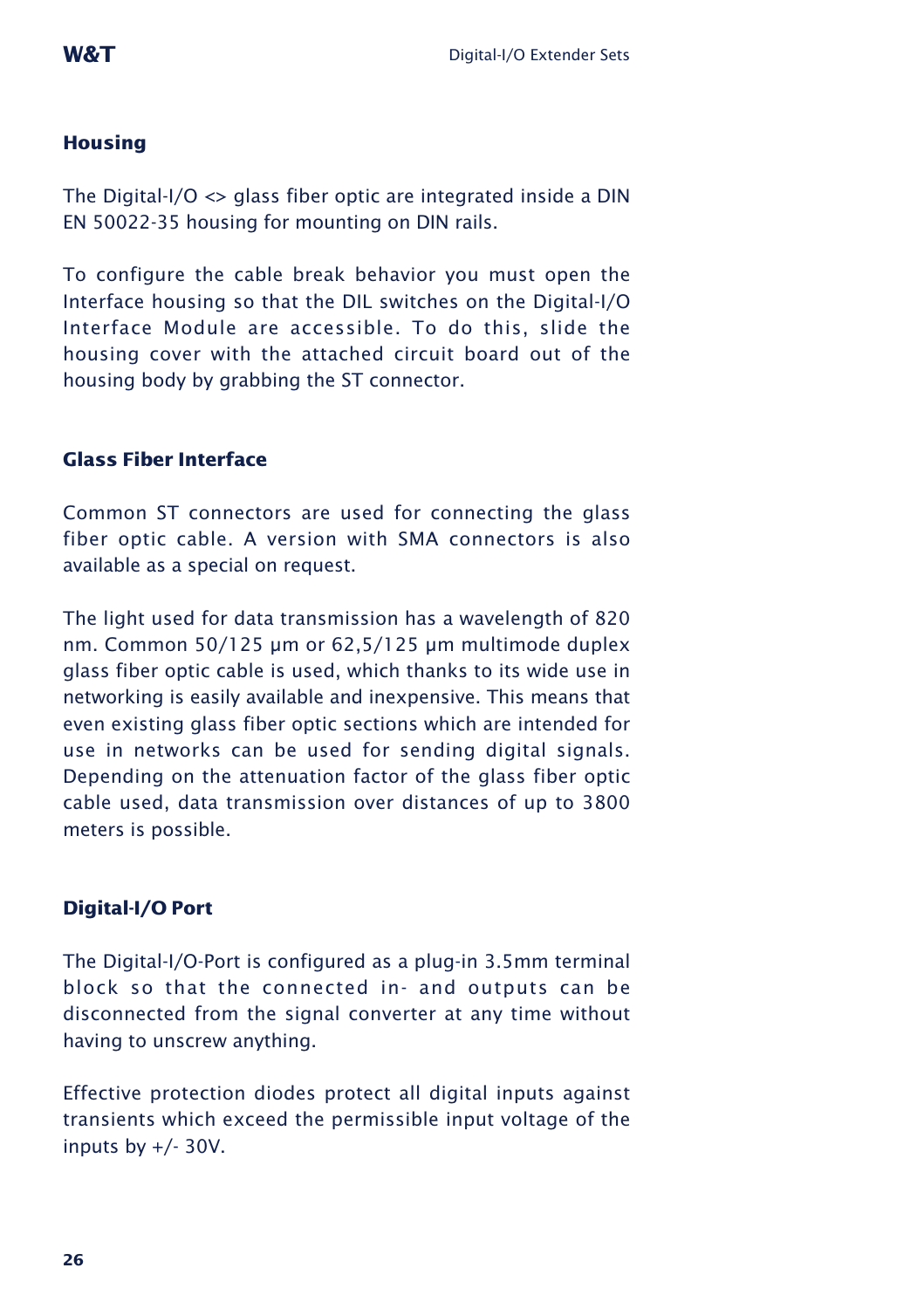## Housing

The Digital-I/O <> glass fiber optic are integrated inside a DIN EN 50022-35 housing for mounting on DIN rails.

To configure the cable break behavior you must open the Interface housing so that the DIL switches on the Digital-I/O Interface Module are accessible. To do this, slide the housing cover with the attached circuit board out of the housing body by grabbing the ST connector.

## Glass Fiber Interface

Common ST connectors are used for connecting the glass fiber optic cable. A version with SMA connectors is also available as a special on request.

The light used for data transmission has a wavelength of 820 nm. Common 50/125 µm or 62,5/125 µm multimode duplex glass fiber optic cable is used, which thanks to its wide use in networking is easily available and inexpensive. This means that even existing glass fiber optic sections which are intended for use in networks can be used for sending digital signals. Depending on the attenuation factor of the glass fiber optic cable used, data transmission over distances of up to 3800 meters is possible.

## Digital-I/O Port

The Digital-I/O-Port is configured as a plug-in 3.5mm terminal block so that the connected in- and outputs can be disconnected from the signal converter at any time without having to unscrew anything.

Effective protection diodes protect all digital inputs against transients which exceed the permissible input voltage of the inputs by +/- 30V.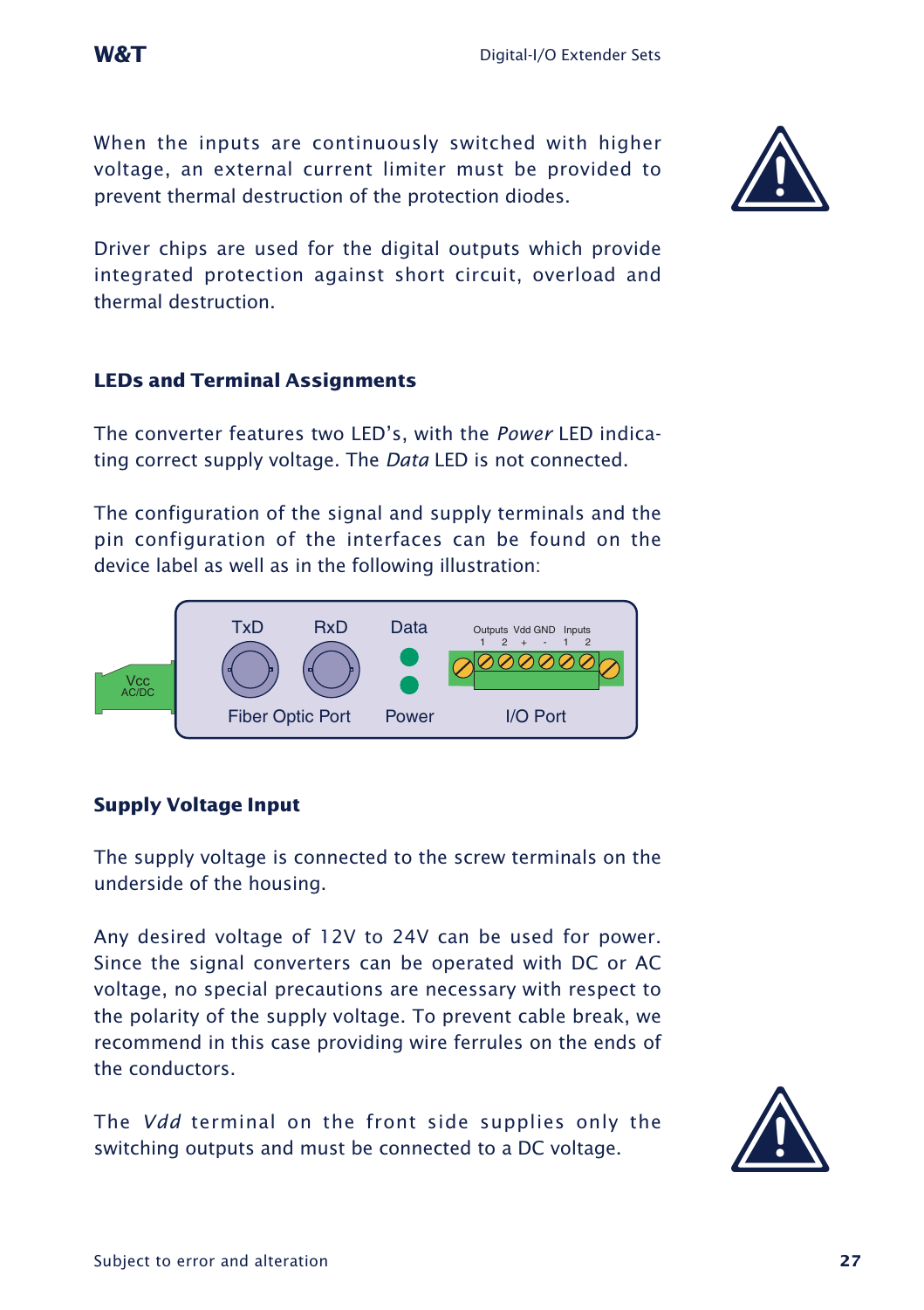When the inputs are continuously switched with higher voltage, an external current limiter must be provided to prevent thermal destruction of the protection diodes.

Driver chips are used for the digital outputs which provide integrated protection against short circuit, overload and thermal destruction.

### LEDs and Terminal Assignments

The converter features two LED's, with the *Power* LED indicating correct supply voltage. The *Data* LED is not connected.

The configuration of the signal and supply terminals and the pin configuration of the interfaces can be found on the device label as well as in the following illustration:

TxD RxD Data Outputs 1 2 Vdd + GND - Inputs 1 2

Vcc AC/DC Fiber Optic Port Power I/O Port

### Supply Voltage Input

The supply voltage is connected to the screw terminals on the underside of the housing.

Any desired voltage of 12V to 24V can be used for power. Since the signal converters can be operated with DC or AC voltage, no special precautions are necessary with respect to the polarity of the supply voltage. To prevent cable break, we recommend in this case providing wire ferrules on the ends of the conductors.

The *Vdd* terminal on the front side supplies only the switching outputs and must be connected to a DC voltage.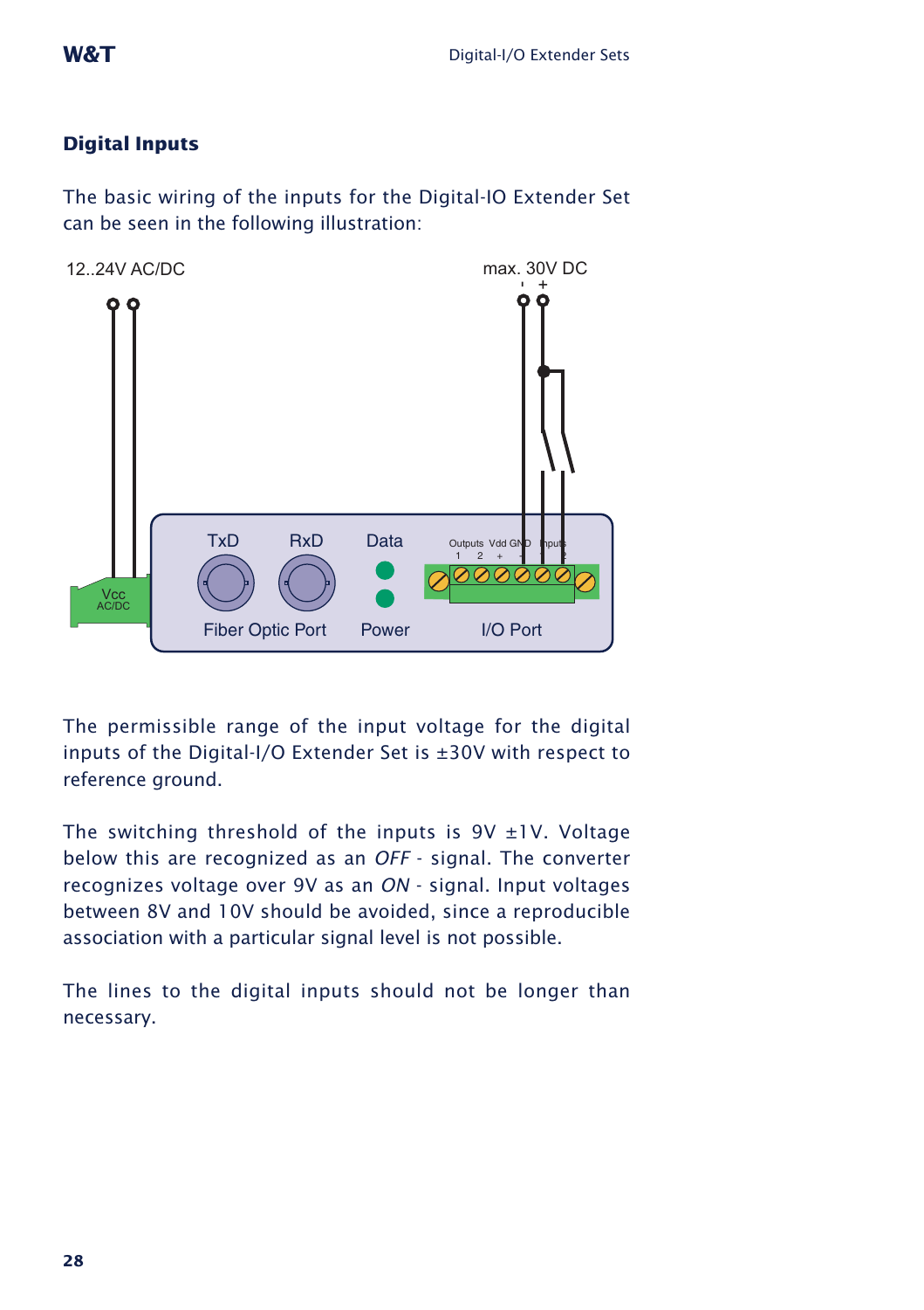## Digital Inputs

The basic wiring of the inputs for the Digital-IO Extender Set can be seen in the following illustration:

The permissible range of the input voltage for the digital inputs of the Digital-I/O Extender Set is ±30V with respect to reference ground.

The switching threshold of the inputs is 9V ±1V. Voltage below this are recognized as an *OFF* - signal. The converter recognizes voltage over 9V as an *ON* - signal. Input voltages between 8V and 10V should be avoided, since a reproducible association with a particular signal level is not possible.

The lines to the digital inputs should not be longer than necessary.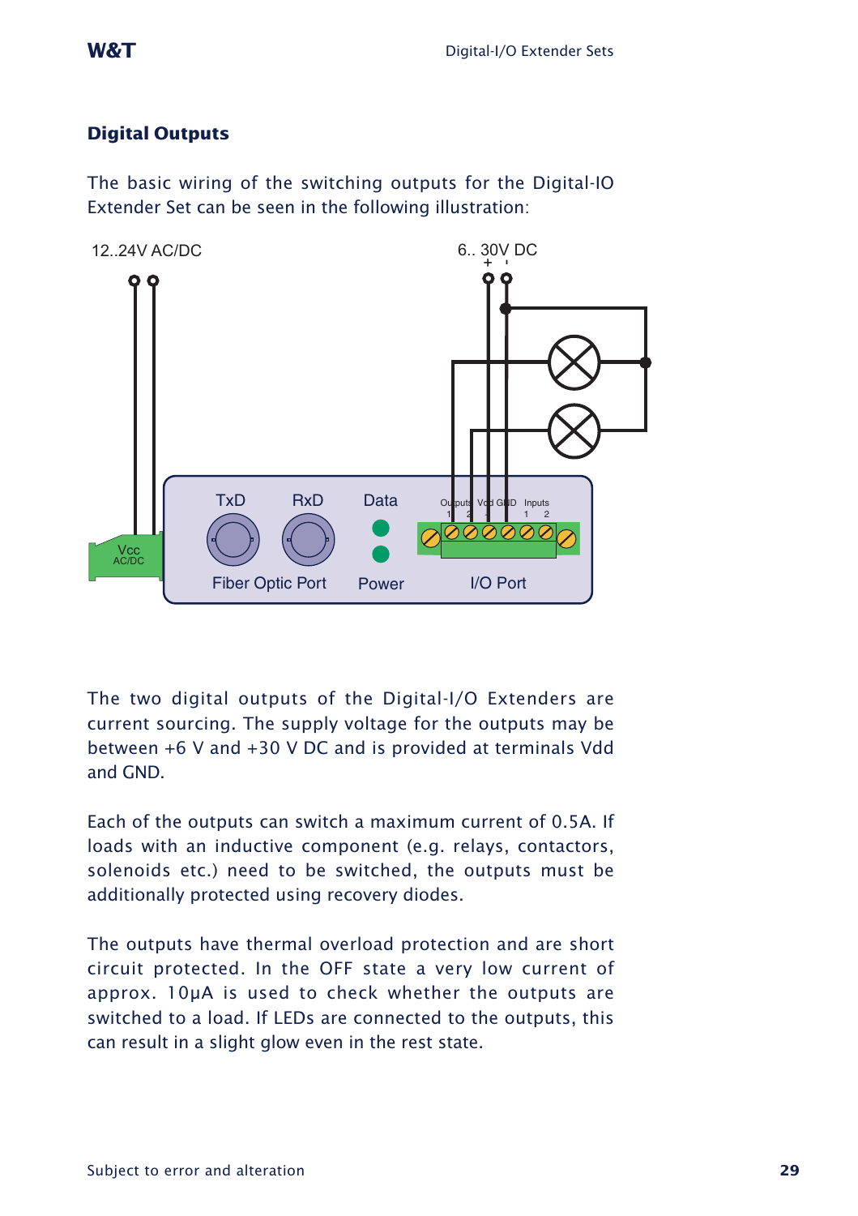## Digital Outputs

The basic wiring of the switching outputs for the Digital-IO Extender Set can be seen in the following illustration:

The two digital outputs of the Digital-I/O Extenders are current sourcing. The supply voltage for the outputs may be between +6 V and +30 V DC and is provided at terminals Vdd and GND.

Each of the outputs can switch a maximum current of 0.5A. If loads with an inductive component (e.g. relays, contactors, solenoids etc.) need to be switched, the outputs must be additionally protected using recovery diodes.

The outputs have thermal overload protection and are short circuit protected. In the OFF state a very low current of approx. 10μA is used to check whether the outputs are switched to a load. If LEDs are connected to the outputs, this can result in a slight glow even in the rest state.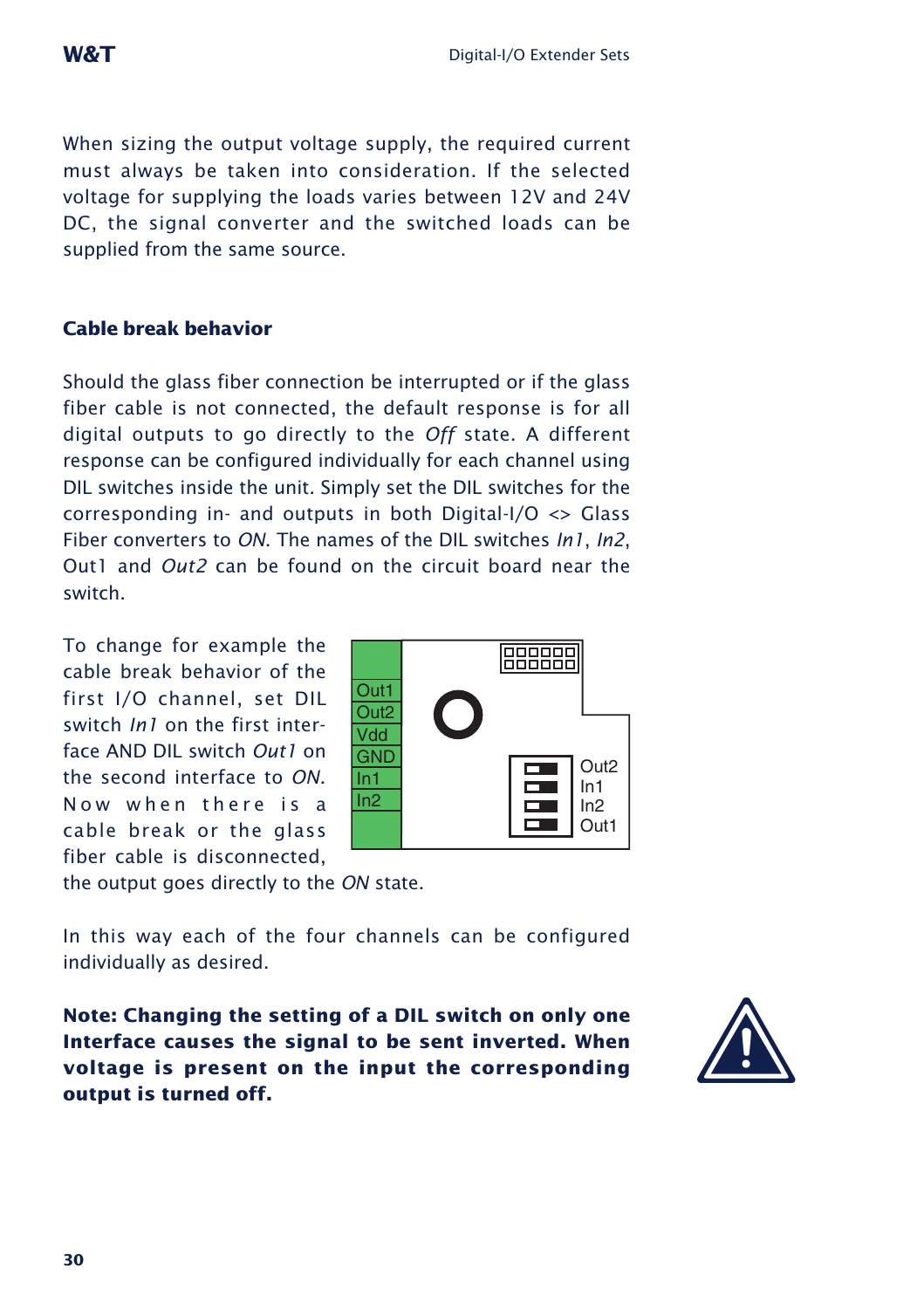When sizing the output voltage supply, the required current must always be taken into consideration. If the selected voltage for supplying the loads varies between 12V and 24V DC, the signal converter and the switched loads can be supplied from the same source.

## Cable break behavior

Should the glass fiber connection be interrupted or if the glass fiber cable is not connected, the default response is for all digital outputs to go directly to the *Off* state. A different response can be configured individually for each channel using DIL switches inside the unit. Simply set the DIL switches for the corresponding in- and outputs in both Digital-I/O <> Glass Fiber converters to *ON*. The names of the DIL switches *In1*, *In2*, Out1 and *Out2* can be found on the circuit board near the switch.

To change for example the cable break behavior of the first I/O channel, set DIL switch *In1* on the first interface AND DIL switch *Out1* on the second interface to *ON*. Now when there is a cable break or the glass fiber cable is disconnected, the output goes directly to the *ON* state.

In this way each of the four channels can be configured individually as desired.

**Note: Changing the setting of a DIL switch on only one Interface causes the signal to be sent inverted. When voltage is present on the input the corresponding output is turned off.**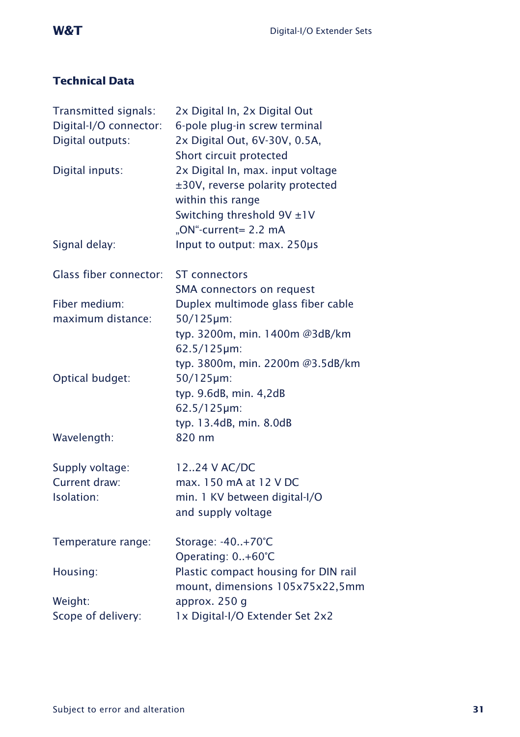## Technical Data

| | |
|---|---|
| Transmitted signals: | 2x Digital In, 2x Digital Out |
| Digital-I/O connector: | 6-pole plug-in screw terminal |
| Digital outputs: | 2x Digital Out, 6V-30V, 0.5A, Short circuit protected |
| Digital inputs: | 2x Digital In, max. input voltage ±30V, reverse polarity protected within this range<br>Switching threshold 9V ±1V<br>„ON"-current= 2.2 mA |
| Signal delay: | Input to output: max. 250µs |
| Glass fiber connector: | ST connectors<br>SMA connectors on request |
| Fiber medium: | Duplex multimode glass fiber cable |
| maximum distance: | 50/125µm:<br>typ. 3200m, min. 1400m @3dB/km<br>62.5/125µm:<br>typ. 3800m, min. 2200m @3.5dB/km |
| Optical budget: | 50/125µm:<br>typ. 9.6dB, min. 4,2dB<br>62.5/125µm:<br>typ. 13.4dB, min. 8.0dB |
| Wavelength: | 820 nm |
| Supply voltage: | 12..24 V AC/DC |
| Current draw: | max. 150 mA at 12 V DC |
| Isolation: | min. 1 KV between digital-I/O and supply voltage |
| Temperature range: | Storage: -40..+70°C<br>Operating: 0..+60°C |
| Housing: | Plastic compact housing for DIN rail mount, dimensions 105x75x22,5mm |
| Weight: | approx. 250 g |
| Scope of delivery: | 1x Digital-I/O Extender Set 2x2 |

Subject to error and alteration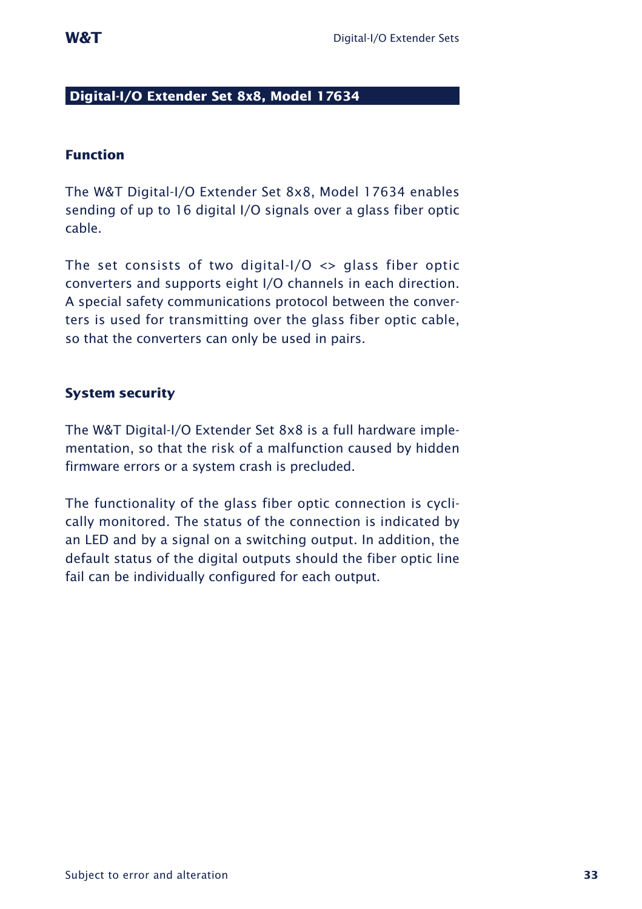## Digital-I/O Extender Set 8x8, Model 17634

### Function

The W&T Digital-I/O Extender Set 8x8, Model 17634 enables sending of up to 16 digital I/O signals over a glass fiber optic cable.

The set consists of two digital-I/O <> glass fiber optic converters and supports eight I/O channels in each direction. A special safety communications protocol between the converters is used for transmitting over the glass fiber optic cable, so that the converters can only be used in pairs.

### System security

The W&T Digital-I/O Extender Set 8x8 is a full hardware implementation, so that the risk of a malfunction caused by hidden firmware errors or a system crash is precluded.

The functionality of the glass fiber optic connection is cyclically monitored. The status of the connection is indicated by an LED and by a signal on a switching output. In addition, the default status of the digital outputs should the fiber optic line fail can be individually configured for each output.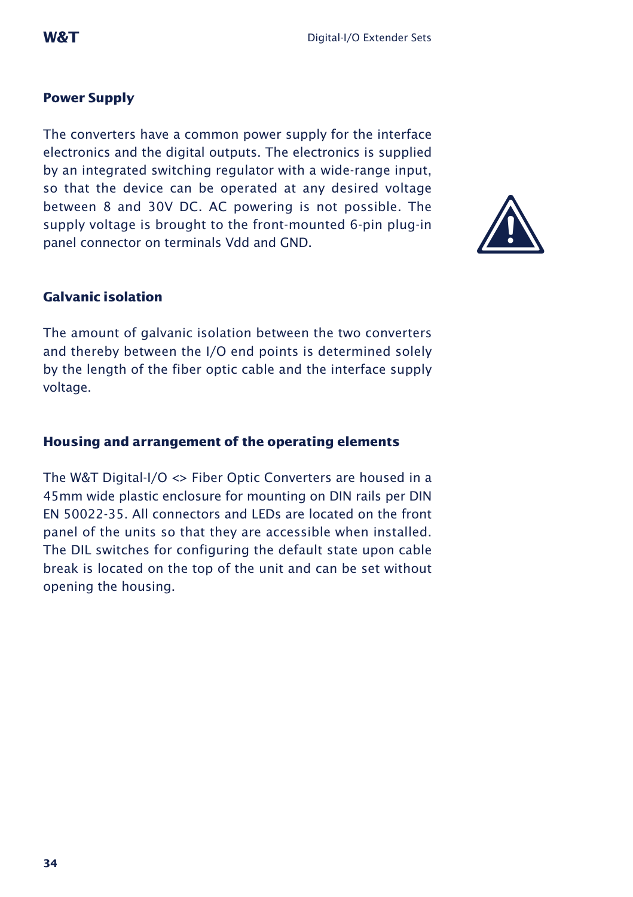## Power Supply

The converters have a common power supply for the interface electronics and the digital outputs. The electronics is supplied by an integrated switching regulator with a wide-range input, so that the device can be operated at any desired voltage between 8 and 30V DC. AC powering is not possible. The supply voltage is brought to the front-mounted 6-pin plug-in panel connector on terminals Vdd and GND.

## Galvanic isolation

The amount of galvanic isolation between the two converters and thereby between the I/O end points is determined solely by the length of the fiber optic cable and the interface supply voltage.

## Housing and arrangement of the operating elements

The W&T Digital-I/O <> Fiber Optic Converters are housed in a 45mm wide plastic enclosure for mounting on DIN rails per DIN EN 50022-35. All connectors and LEDs are located on the front panel of the units so that they are accessible when installed. The DIL switches for configuring the default state upon cable break is located on the top of the unit and can be set without opening the housing.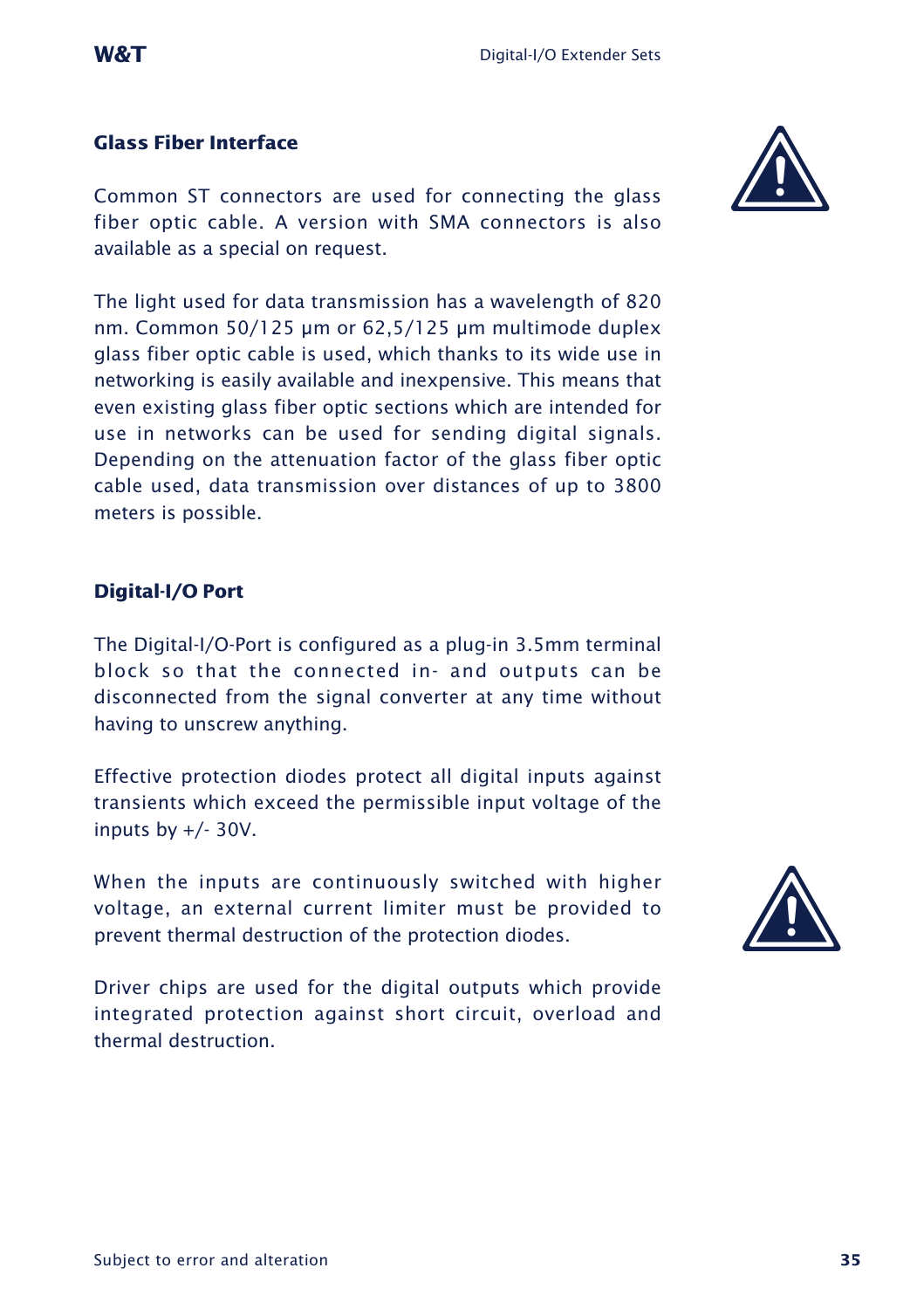## Glass Fiber Interface

Common ST connectors are used for connecting the glass fiber optic cable. A version with SMA connectors is also available as a special on request.

The light used for data transmission has a wavelength of 820 nm. Common 50/125 µm or 62,5/125 µm multimode duplex glass fiber optic cable is used, which thanks to its wide use in networking is easily available and inexpensive. This means that even existing glass fiber optic sections which are intended for use in networks can be used for sending digital signals. Depending on the attenuation factor of the glass fiber optic cable used, data transmission over distances of up to 3800 meters is possible.

## Digital-I/O Port

The Digital-I/O-Port is configured as a plug-in 3.5mm terminal block so that the connected in- and outputs can be disconnected from the signal converter at any time without having to unscrew anything.

Effective protection diodes protect all digital inputs against transients which exceed the permissible input voltage of the inputs by +/- 30V.

When the inputs are continuously switched with higher voltage, an external current limiter must be provided to prevent thermal destruction of the protection diodes.

Driver chips are used for the digital outputs which provide integrated protection against short circuit, overload and thermal destruction.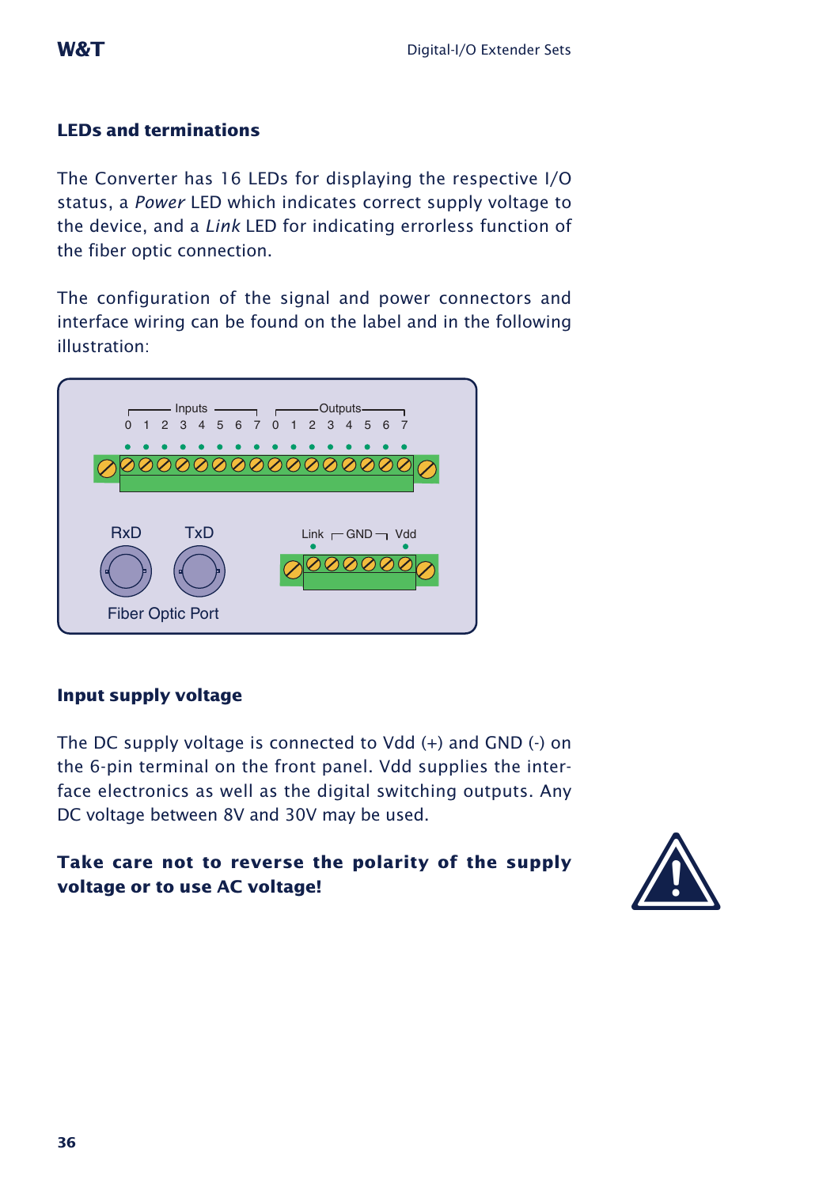## LEDs and terminations

The Converter has 16 LEDs for displaying the respective I/O status, a *Power* LED which indicates correct supply voltage to the device, and a *Link* LED for indicating errorless function of the fiber optic connection.

The configuration of the signal and power connectors and interface wiring can be found on the label and in the following illustration:

## Input supply voltage

The DC supply voltage is connected to Vdd (+) and GND (-) on the 6-pin terminal on the front panel. Vdd supplies the interface electronics as well as the digital switching outputs. Any DC voltage between 8V and 30V may be used.

**Take care not to reverse the polarity of the supply voltage or to use AC voltage!**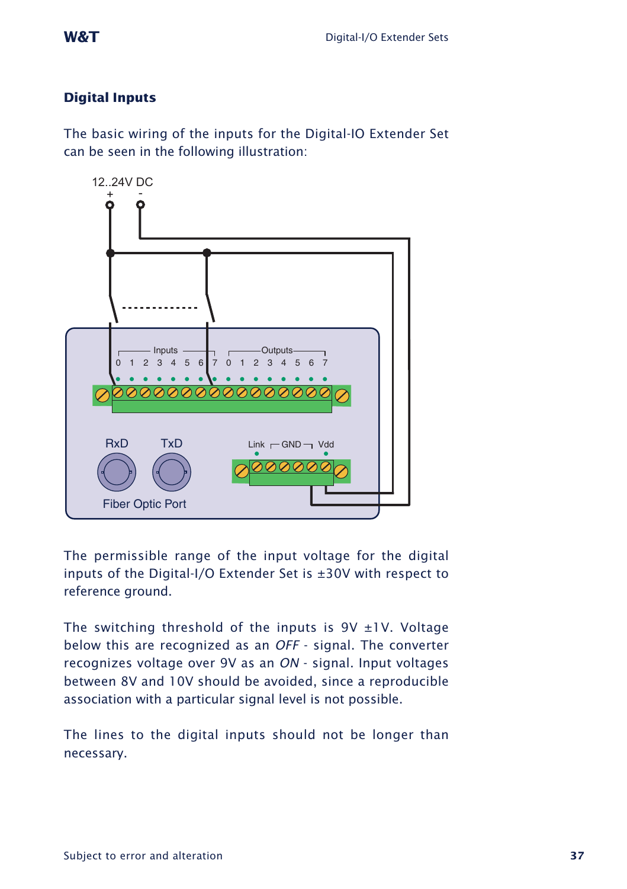## Digital Inputs

The basic wiring of the inputs for the Digital-IO Extender Set can be seen in the following illustration:

The permissible range of the input voltage for the digital inputs of the Digital-I/O Extender Set is ±30V with respect to reference ground.

The switching threshold of the inputs is 9V ±1V. Voltage below this are recognized as an *OFF* - signal. The converter recognizes voltage over 9V as an *ON* - signal. Input voltages between 8V and 10V should be avoided, since a reproducible association with a particular signal level is not possible.

The lines to the digital inputs should not be longer than necessary.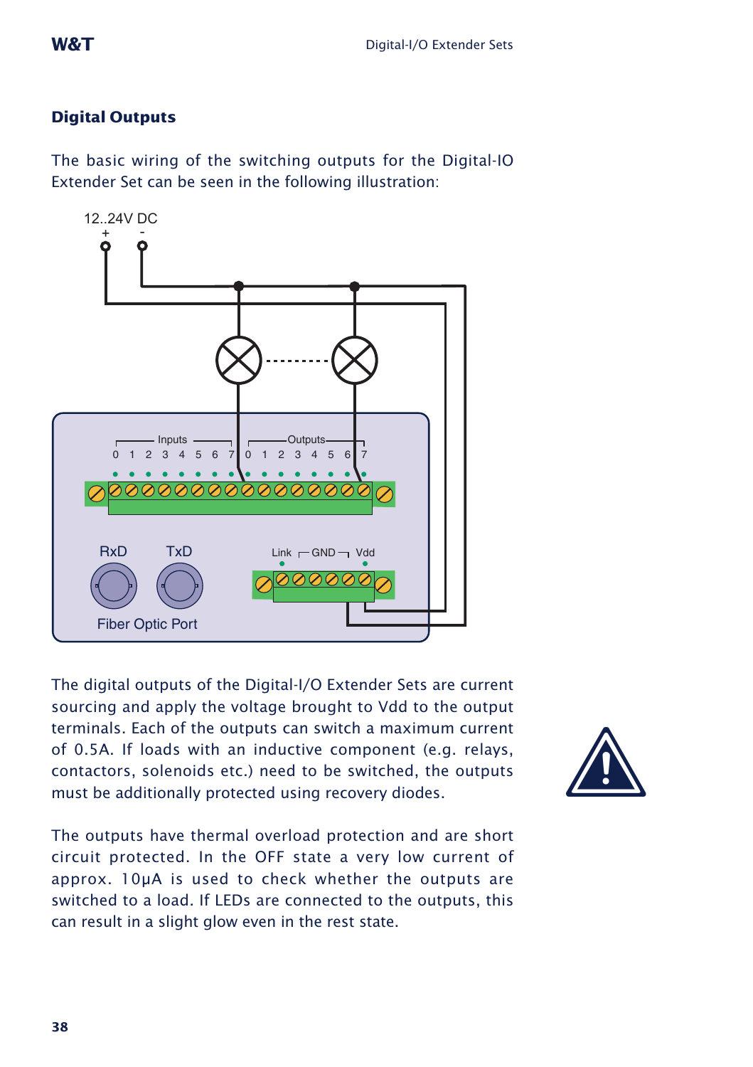## Digital Outputs

The basic wiring of the switching outputs for the Digital-IO Extender Set can be seen in the following illustration:

The digital outputs of the Digital-I/O Extender Sets are current sourcing and apply the voltage brought to Vdd to the output terminals. Each of the outputs can switch a maximum current of 0.5A. If loads with an inductive component (e.g. relays, contactors, solenoids etc.) need to be switched, the outputs must be additionally protected using recovery diodes.

The outputs have thermal overload protection and are short circuit protected. In the OFF state a very low current of approx. 10µA is used to check whether the outputs are switched to a load. If LEDs are connected to the outputs, this can result in a slight glow even in the rest state.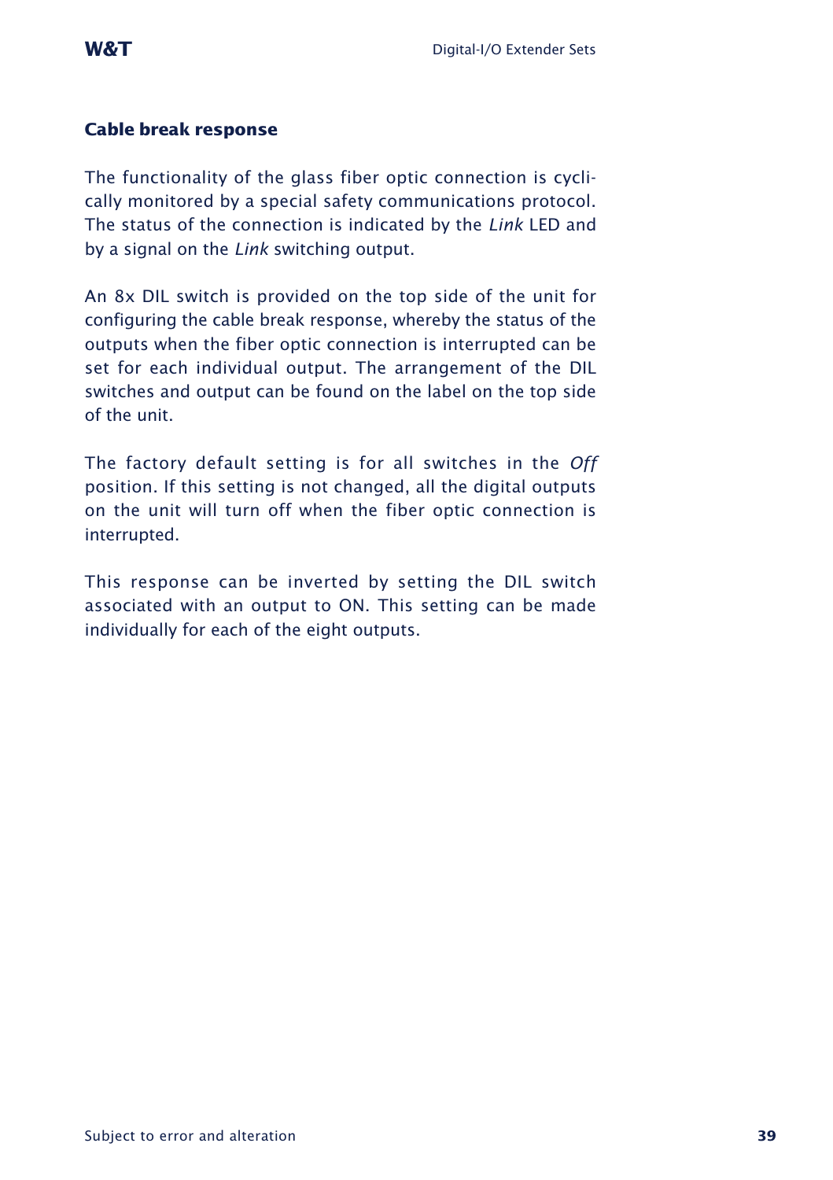### Cable break response

The functionality of the glass fiber optic connection is cyclically monitored by a special safety communications protocol. The status of the connection is indicated by the *Link* LED and by a signal on the *Link* switching output.

An 8x DIL switch is provided on the top side of the unit for configuring the cable break response, whereby the status of the outputs when the fiber optic connection is interrupted can be set for each individual output. The arrangement of the DIL switches and output can be found on the label on the top side of the unit.

The factory default setting is for all switches in the *Off* position. If this setting is not changed, all the digital outputs on the unit will turn off when the fiber optic connection is interrupted.

This response can be inverted by setting the DIL switch associated with an output to ON. This setting can be made individually for each of the eight outputs.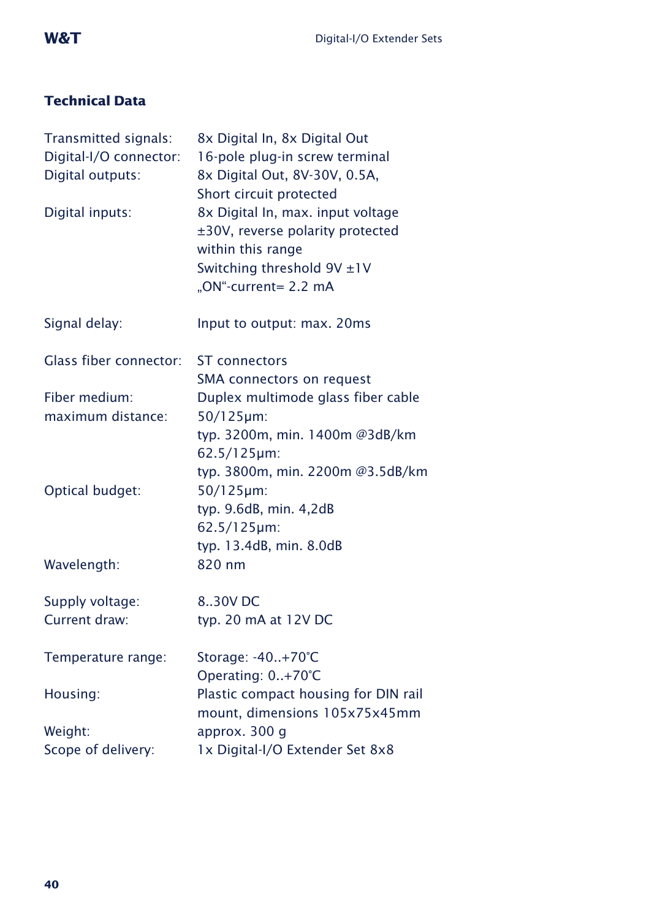## Technical Data

| | |
|---|---|
| Transmitted signals: | 8x Digital In, 8x Digital Out |
| Digital-I/O connector: | 16-pole plug-in screw terminal |
| Digital outputs: | 8x Digital Out, 8V-30V, 0.5A, Short circuit protected |
| Digital inputs: | 8x Digital In, max. input voltage ±30V, reverse polarity protected within this range<br>Switching threshold 9V ±1V<br>„ON"-current= 2.2 mA |
| Signal delay: | Input to output: max. 20ms |
| Glass fiber connector: | ST connectors<br>SMA connectors on request |
| Fiber medium: | Duplex multimode glass fiber cable |
| maximum distance: | 50/125µm:<br>typ. 3200m, min. 1400m @3dB/km<br>62.5/125µm:<br>typ. 3800m, min. 2200m @3.5dB/km |
| Optical budget: | 50/125µm:<br>typ. 9.6dB, min. 4,2dB<br>62.5/125µm:<br>typ. 13.4dB, min. 8.0dB |
| Wavelength: | 820 nm |
| Supply voltage: | 8..30V DC |
| Current draw: | typ. 20 mA at 12V DC |
| Temperature range: | Storage: -40..+70°C<br>Operating: 0..+70°C |
| Housing: | Plastic compact housing for DIN rail mount, dimensions 105x75x45mm |
| Weight: | approx. 300 g |
| Scope of delivery: | 1x Digital-I/O Extender Set 8x8 |